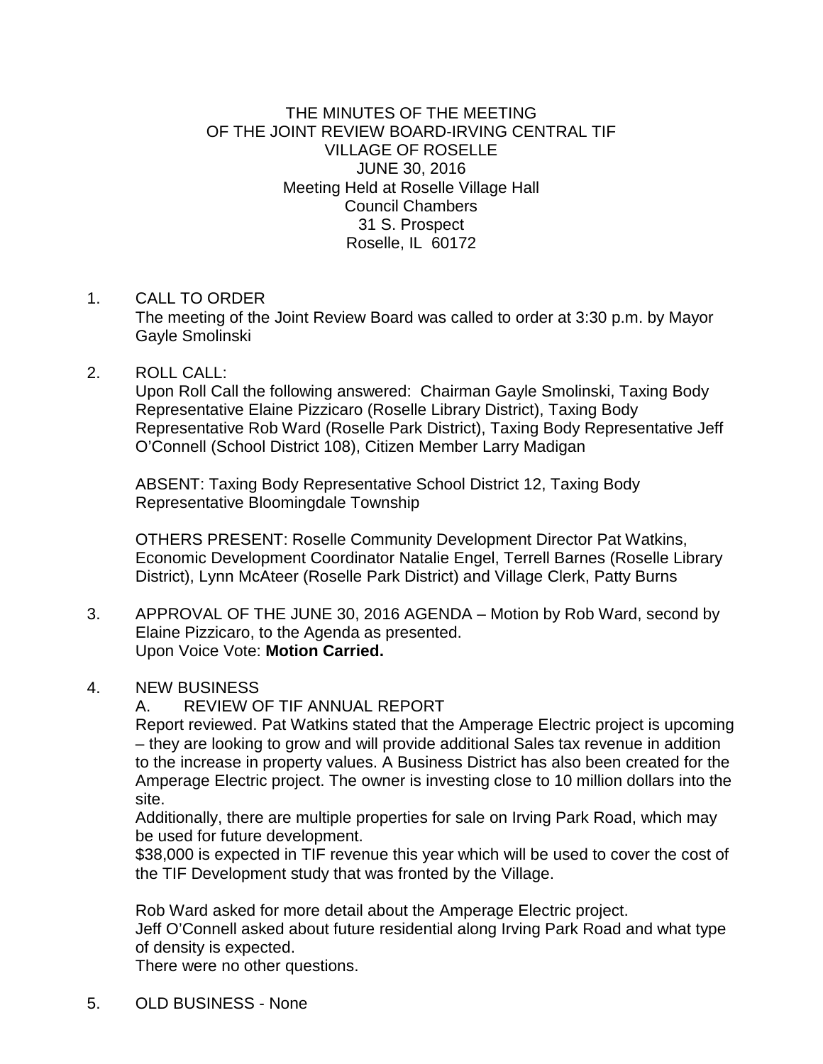# THE MINUTES OF THE MEETING
## OF THE JOINT REVIEW BOARD-IRVING CENTRAL TIF
## VILLAGE OF ROSELLE
## JUNE 30, 2016

Meeting Held at Roselle Village Hall
Council Chambers
31 S. Prospect
Roselle, IL 60172

1. CALL TO ORDER
   The meeting of the Joint Review Board was called to order at 3:30 p.m. by Mayor Gayle Smolinski

2. ROLL CALL:
   Upon Roll Call the following answered: Chairman Gayle Smolinski, Taxing Body Representative Elaine Pizzicaro (Roselle Library District), Taxing Body Representative Rob Ward (Roselle Park District), Taxing Body Representative Jeff O'Connell (School District 108), Citizen Member Larry Madigan

   ABSENT: Taxing Body Representative School District 12, Taxing Body Representative Bloomingdale Township

   OTHERS PRESENT: Roselle Community Development Director Pat Watkins, Economic Development Coordinator Natalie Engel, Terrell Barnes (Roselle Library District), Lynn McAteer (Roselle Park District) and Village Clerk, Patty Burns

3. APPROVAL OF THE JUNE 30, 2016 AGENDA – Motion by Rob Ward, second by Elaine Pizzicaro, to the Agenda as presented.
   Upon Voice Vote: **Motion Carried.**

4. NEW BUSINESS
   A. REVIEW OF TIF ANNUAL REPORT
   Report reviewed. Pat Watkins stated that the Amperage Electric project is upcoming – they are looking to grow and will provide additional Sales tax revenue in addition to the increase in property values. A Business District has also been created for the Amperage Electric project. The owner is investing close to 10 million dollars into the site.
   Additionally, there are multiple properties for sale on Irving Park Road, which may be used for future development.
   $38,000 is expected in TIF revenue this year which will be used to cover the cost of the TIF Development study that was fronted by the Village.

   Rob Ward asked for more detail about the Amperage Electric project.
   Jeff O'Connell asked about future residential along Irving Park Road and what type of density is expected.
   There were no other questions.

5. OLD BUSINESS - None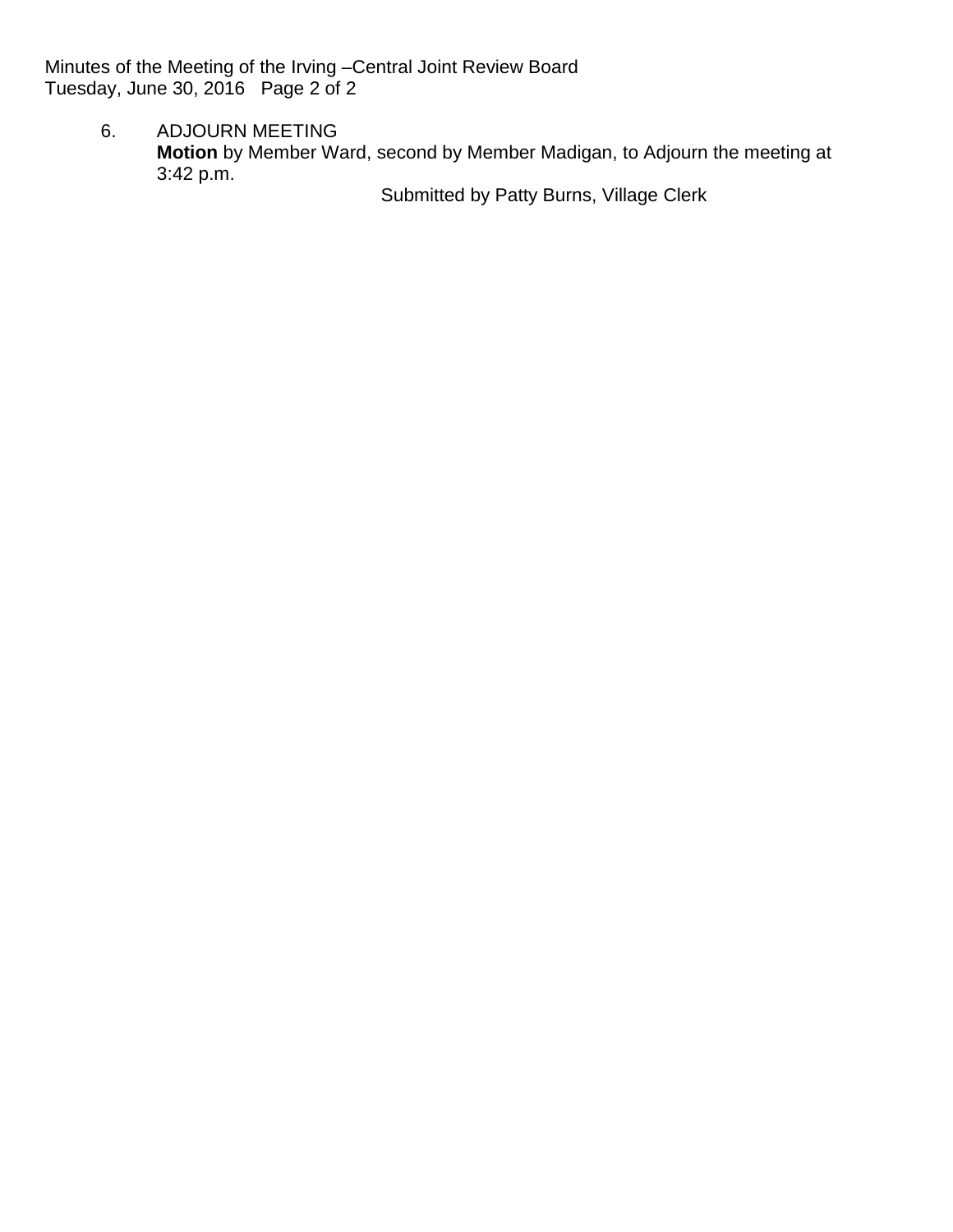6. ADJOURN MEETING
   **Motion** by Member Ward, second by Member Madigan, to Adjourn the meeting at 3:42 p.m.

Submitted by Patty Burns, Village Clerk